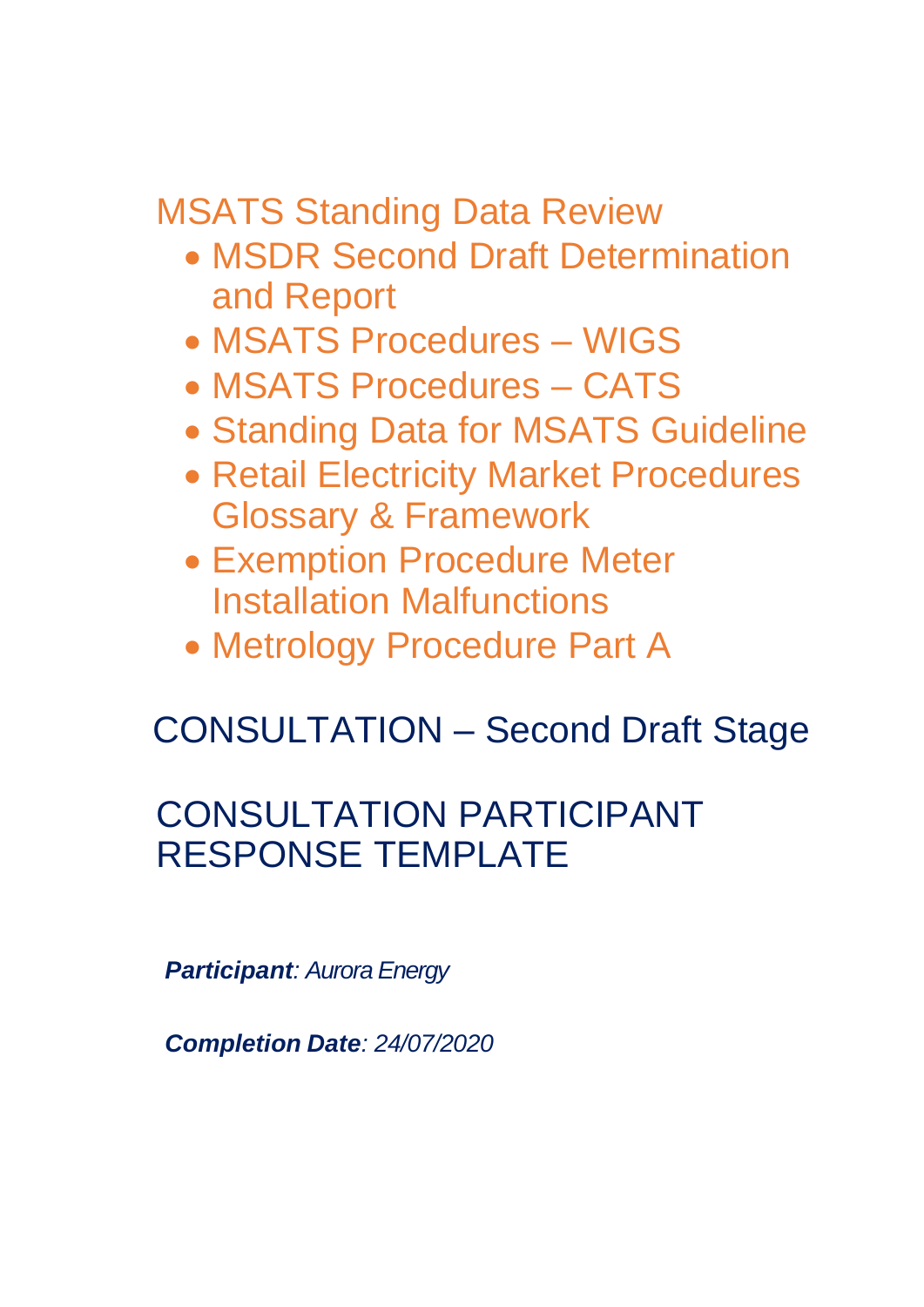# MSATS Standing Data Review

- MSDR Second Draft Determination and Report
- MSATS Procedures – WIGS
- MSATS Procedures – CATS
- Standing Data for MSATS Guideline
- Retail Electricity Market Procedures Glossary & Framework
- Exemption Procedure Meter Installation Malfunctions
- Metrology Procedure Part A

## CONSULTATION – Second Draft Stage

## CONSULTATION PARTICIPANT RESPONSE TEMPLATE

***Participant**: Aurora Energy*

***Completion Date**: 24/07/2020*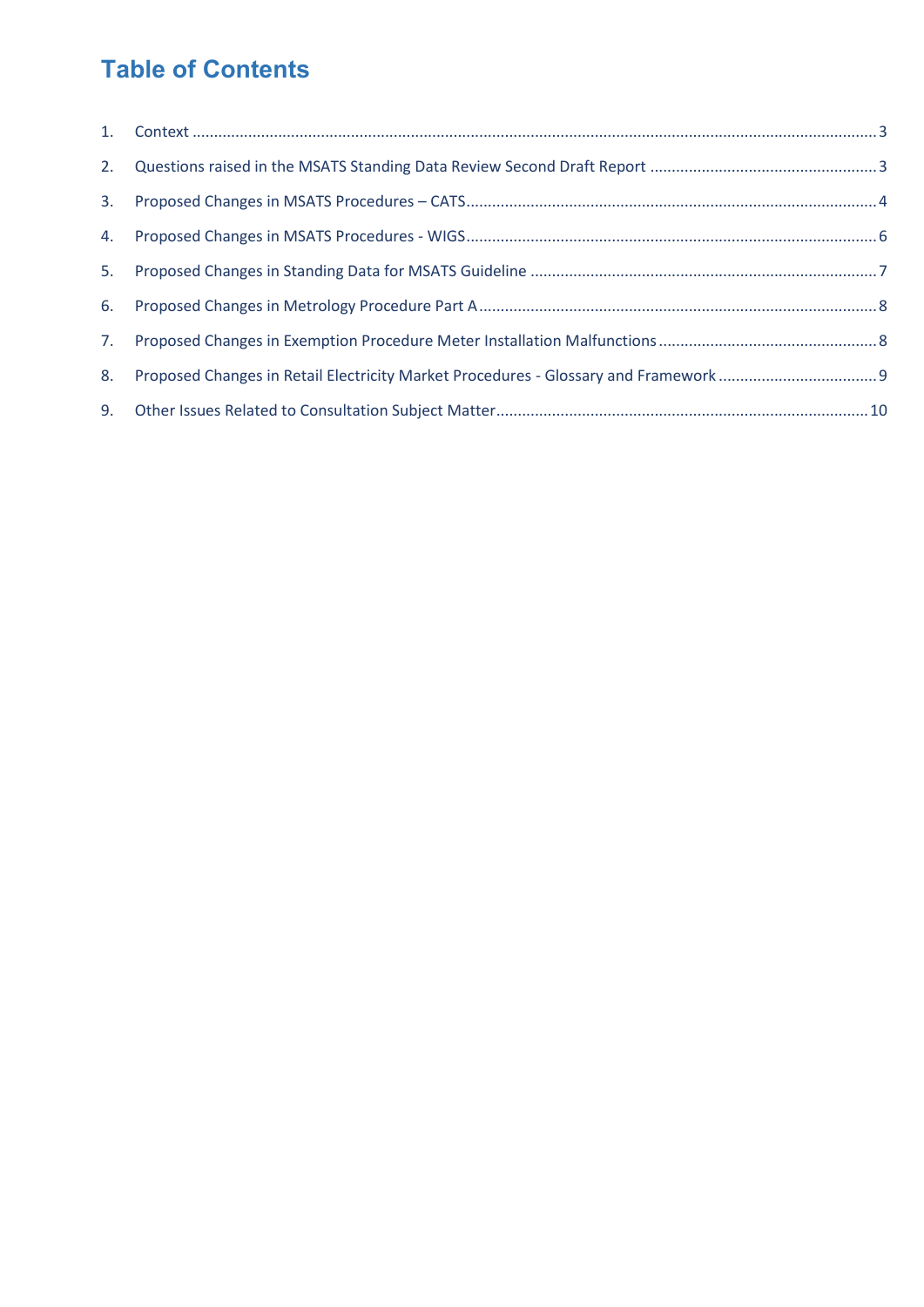# Table of Contents

1. Context ... 3
2. Questions raised in the MSATS Standing Data Review Second Draft Report ... 3
3. Proposed Changes in MSATS Procedures – CATS ... 4
4. Proposed Changes in MSATS Procedures - WIGS ... 6
5. Proposed Changes in Standing Data for MSATS Guideline ... 7
6. Proposed Changes in Metrology Procedure Part A ... 8
7. Proposed Changes in Exemption Procedure Meter Installation Malfunctions ... 8
8. Proposed Changes in Retail Electricity Market Procedures - Glossary and Framework ... 9
9. Other Issues Related to Consultation Subject Matter ... 10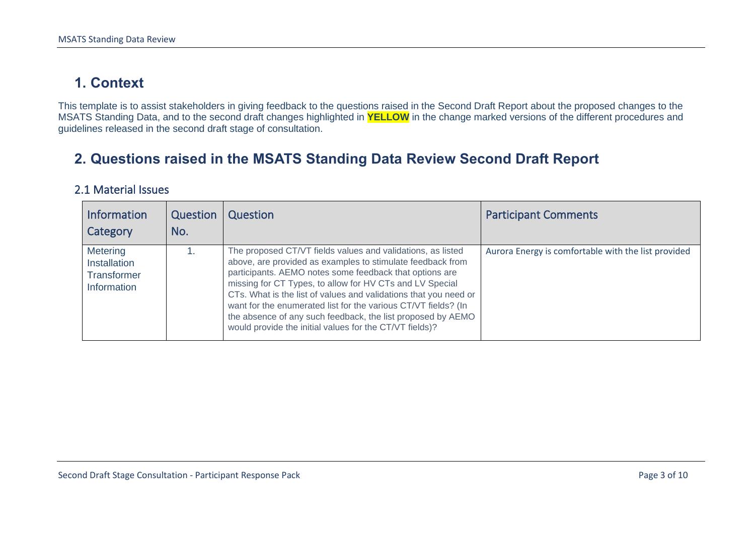# 1. Context

This template is to assist stakeholders in giving feedback to the questions raised in the Second Draft Report about the proposed changes to the MSATS Standing Data, and to the second draft changes highlighted in **YELLOW** in the change marked versions of the different procedures and guidelines released in the second draft stage of consultation.

# 2. Questions raised in the MSATS Standing Data Review Second Draft Report

## 2.1 Material Issues

| Information Category | Question No. | Question | Participant Comments |
|---|---|---|---|
| Metering Installation Transformer Information | 1. | The proposed CT/VT fields values and validations, as listed above, are provided as examples to stimulate feedback from participants. AEMO notes some feedback that options are missing for CT Types, to allow for HV CTs and LV Special CTs. What is the list of values and validations that you need or want for the enumerated list for the various CT/VT fields? (In the absence of any such feedback, the list proposed by AEMO would provide the initial values for the CT/VT fields)? | Aurora Energy is comfortable with the list provided |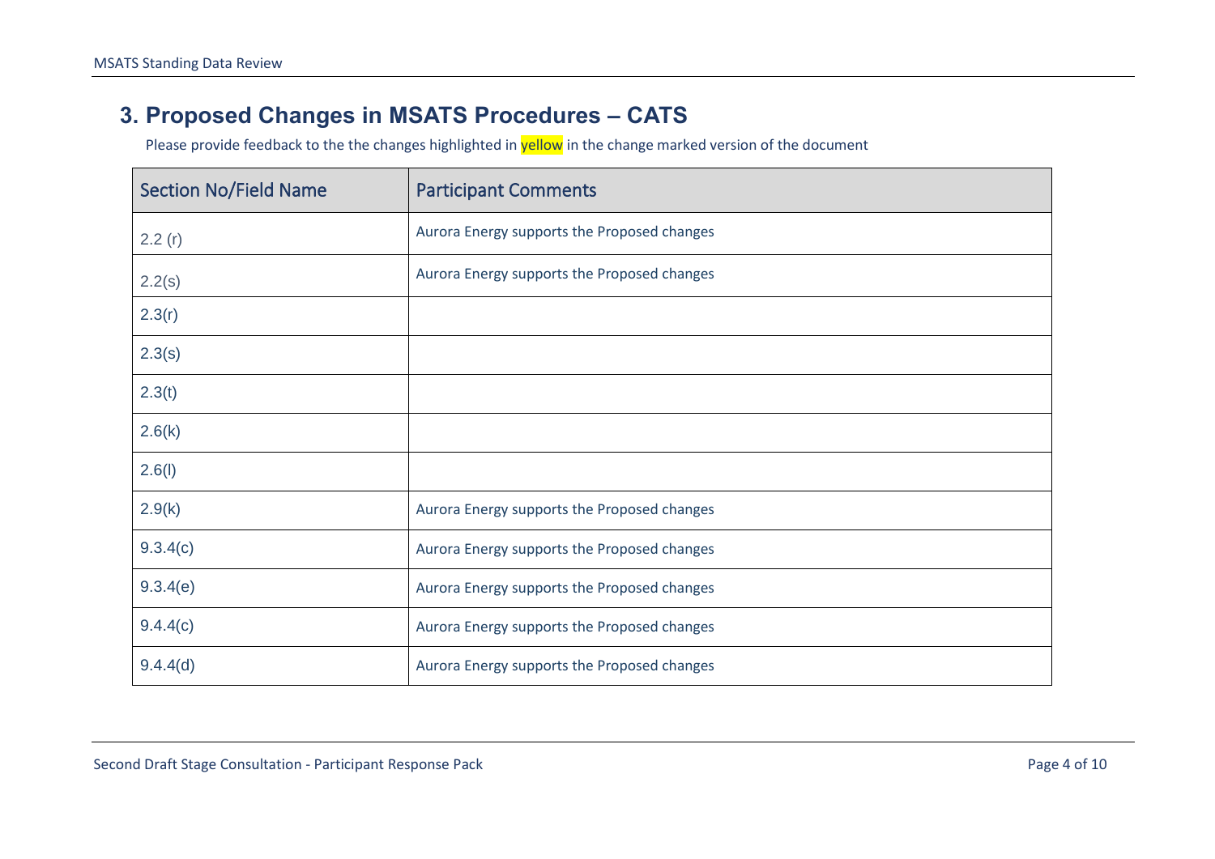## 3. Proposed Changes in MSATS Procedures – CATS

Please provide feedback to the the changes highlighted in yellow in the change marked version of the document

| Section No/Field Name | Participant Comments |
|---|---|
| 2.2 (r) | Aurora Energy supports the Proposed changes |
| 2.2(s) | Aurora Energy supports the Proposed changes |
| 2.3(r) | |
| 2.3(s) | |
| 2.3(t) | |
| 2.6(k) | |
| 2.6(l) | |
| 2.9(k) | Aurora Energy supports the Proposed changes |
| 9.3.4(c) | Aurora Energy supports the Proposed changes |
| 9.3.4(e) | Aurora Energy supports the Proposed changes |
| 9.4.4(c) | Aurora Energy supports the Proposed changes |
| 9.4.4(d) | Aurora Energy supports the Proposed changes |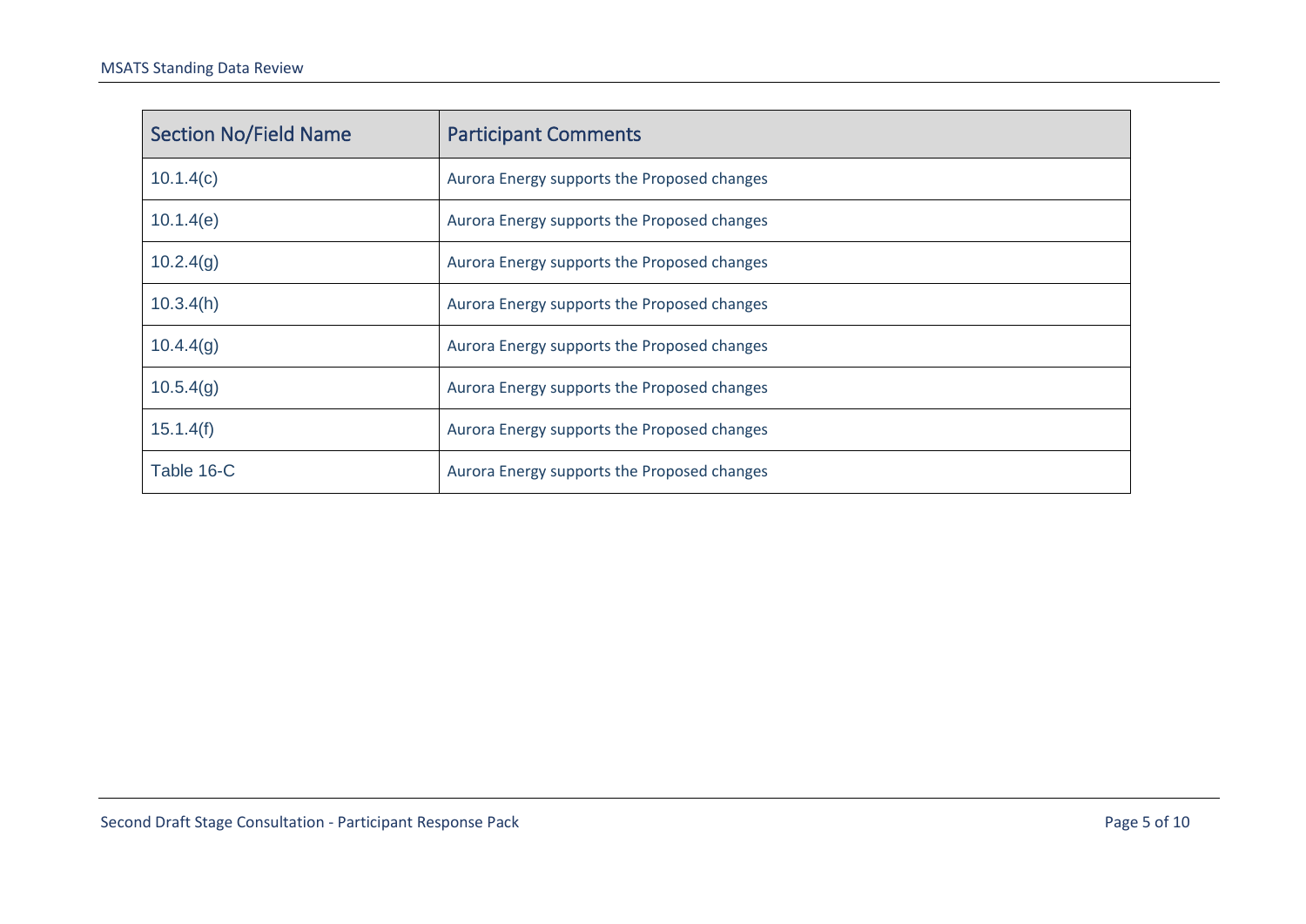| Section No/Field Name | Participant Comments |
|---|---|
| 10.1.4(c) | Aurora Energy supports the Proposed changes |
| 10.1.4(e) | Aurora Energy supports the Proposed changes |
| 10.2.4(g) | Aurora Energy supports the Proposed changes |
| 10.3.4(h) | Aurora Energy supports the Proposed changes |
| 10.4.4(g) | Aurora Energy supports the Proposed changes |
| 10.5.4(g) | Aurora Energy supports the Proposed changes |
| 15.1.4(f) | Aurora Energy supports the Proposed changes |
| Table 16-C | Aurora Energy supports the Proposed changes |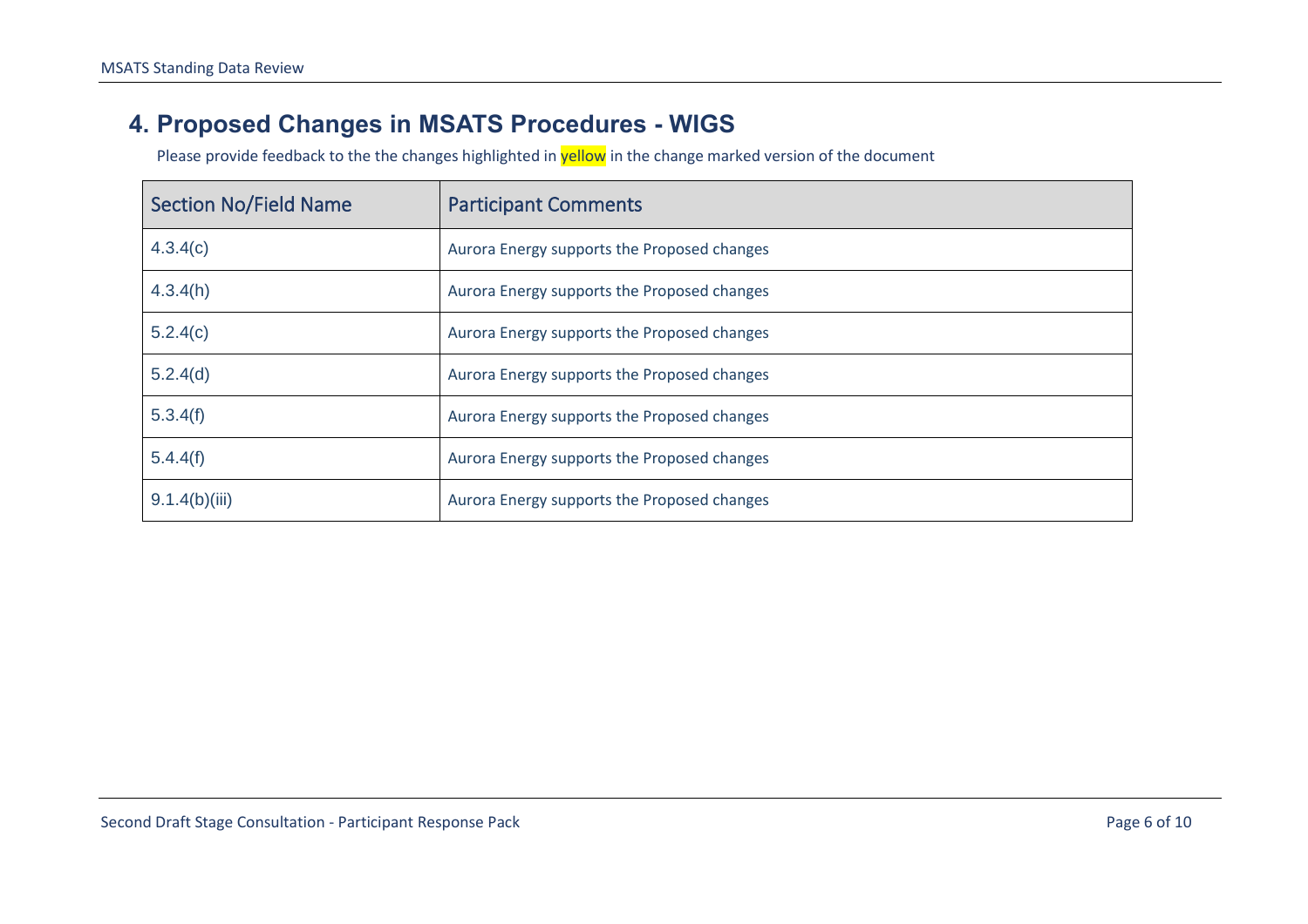# 4. Proposed Changes in MSATS Procedures - WIGS

Please provide feedback to the the changes highlighted in yellow in the change marked version of the document

| Section No/Field Name | Participant Comments |
|---|---|
| 4.3.4(c) | Aurora Energy supports the Proposed changes |
| 4.3.4(h) | Aurora Energy supports the Proposed changes |
| 5.2.4(c) | Aurora Energy supports the Proposed changes |
| 5.2.4(d) | Aurora Energy supports the Proposed changes |
| 5.3.4(f) | Aurora Energy supports the Proposed changes |
| 5.4.4(f) | Aurora Energy supports the Proposed changes |
| 9.1.4(b)(iii) | Aurora Energy supports the Proposed changes |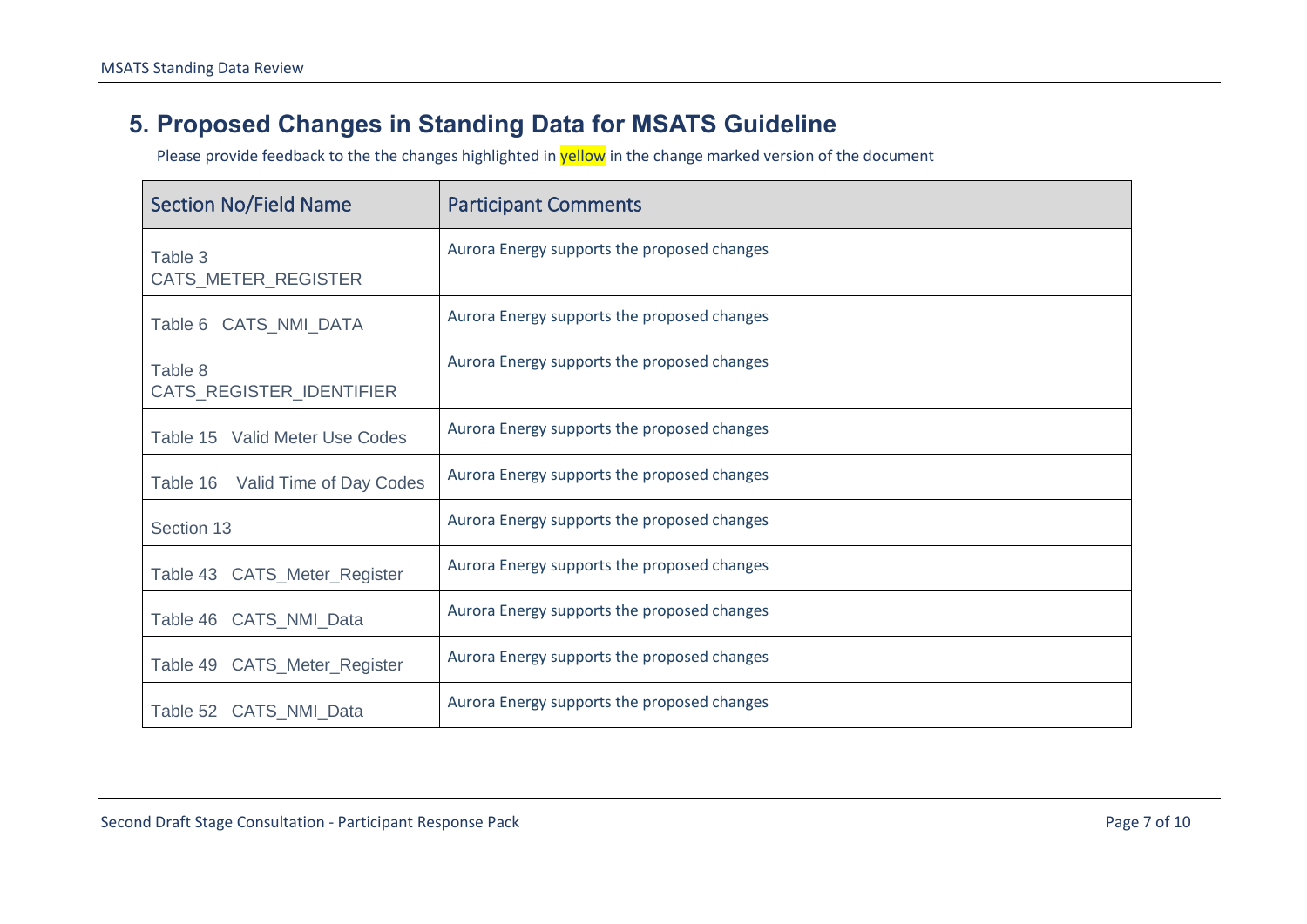## 5. Proposed Changes in Standing Data for MSATS Guideline

Please provide feedback to the the changes highlighted in yellow in the change marked version of the document

| Section No/Field Name | Participant Comments |
| --- | --- |
| Table 3 CATS_METER_REGISTER | Aurora Energy supports the proposed changes |
| Table 6 CATS_NMI_DATA | Aurora Energy supports the proposed changes |
| Table 8 CATS_REGISTER_IDENTIFIER | Aurora Energy supports the proposed changes |
| Table 15 Valid Meter Use Codes | Aurora Energy supports the proposed changes |
| Table 16 Valid Time of Day Codes | Aurora Energy supports the proposed changes |
| Section 13 | Aurora Energy supports the proposed changes |
| Table 43 CATS_Meter_Register | Aurora Energy supports the proposed changes |
| Table 46 CATS_NMI_Data | Aurora Energy supports the proposed changes |
| Table 49 CATS_Meter_Register | Aurora Energy supports the proposed changes |
| Table 52 CATS_NMI_Data | Aurora Energy supports the proposed changes |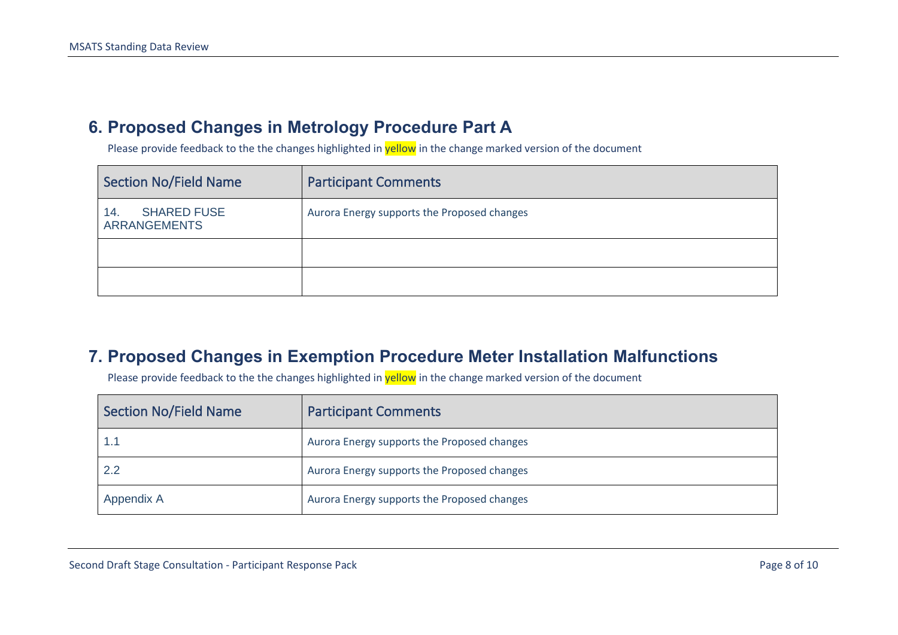## 6. Proposed Changes in Metrology Procedure Part A

Please provide feedback to the the changes highlighted in yellow in the change marked version of the document

| Section No/Field Name | Participant Comments |
|---|---|
| 14. SHARED FUSE ARRANGEMENTS | Aurora Energy supports the Proposed changes |
| | |
| | |

## 7. Proposed Changes in Exemption Procedure Meter Installation Malfunctions

Please provide feedback to the the changes highlighted in yellow in the change marked version of the document

| Section No/Field Name | Participant Comments |
|---|---|
| 1.1 | Aurora Energy supports the Proposed changes |
| 2.2 | Aurora Energy supports the Proposed changes |
| Appendix A | Aurora Energy supports the Proposed changes |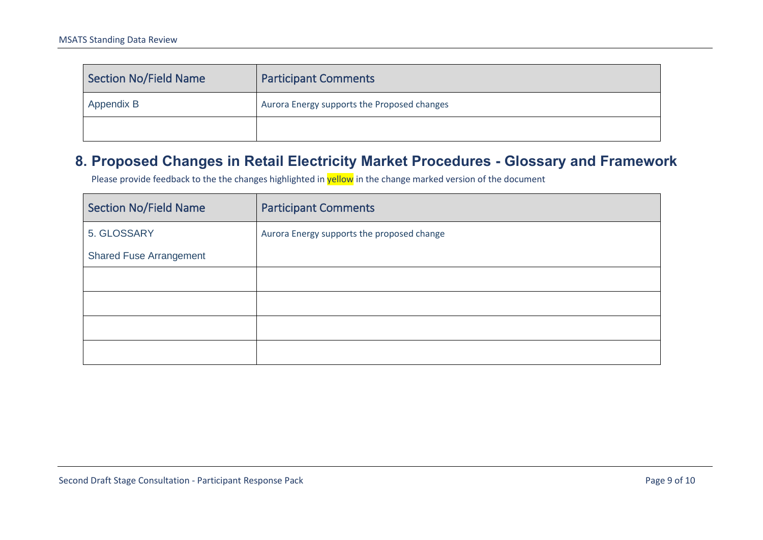| Section No/Field Name | Participant Comments |
|---|---|
| Appendix B | Aurora Energy supports the Proposed changes |
| | |

## 8. Proposed Changes in Retail Electricity Market Procedures - Glossary and Framework

Please provide feedback to the the changes highlighted in yellow in the change marked version of the document

| Section No/Field Name | Participant Comments |
|---|---|
| 5. GLOSSARY<br>Shared Fuse Arrangement | Aurora Energy supports the proposed change |
| | |
| | |
| | |
| | |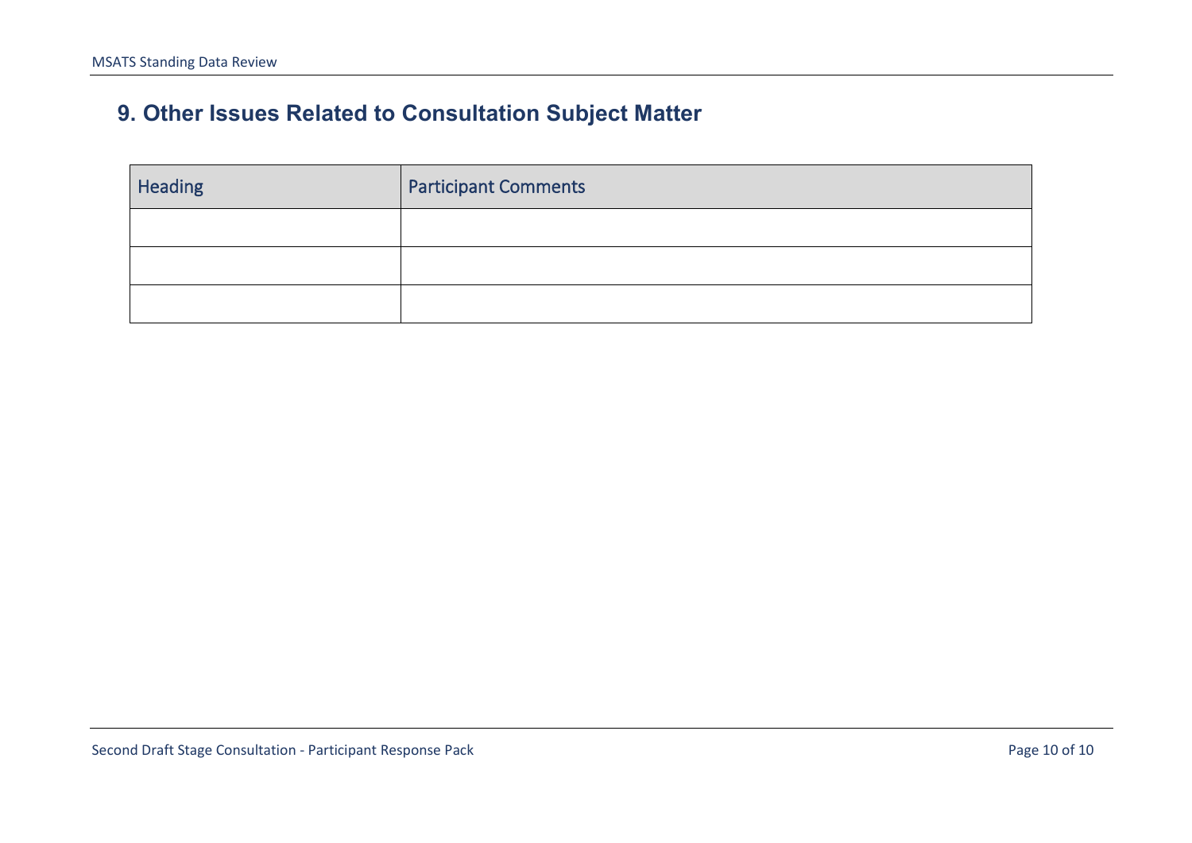## 9. Other Issues Related to Consultation Subject Matter

| Heading | Participant Comments |
| --- | --- |
| | |
| | |
| | |